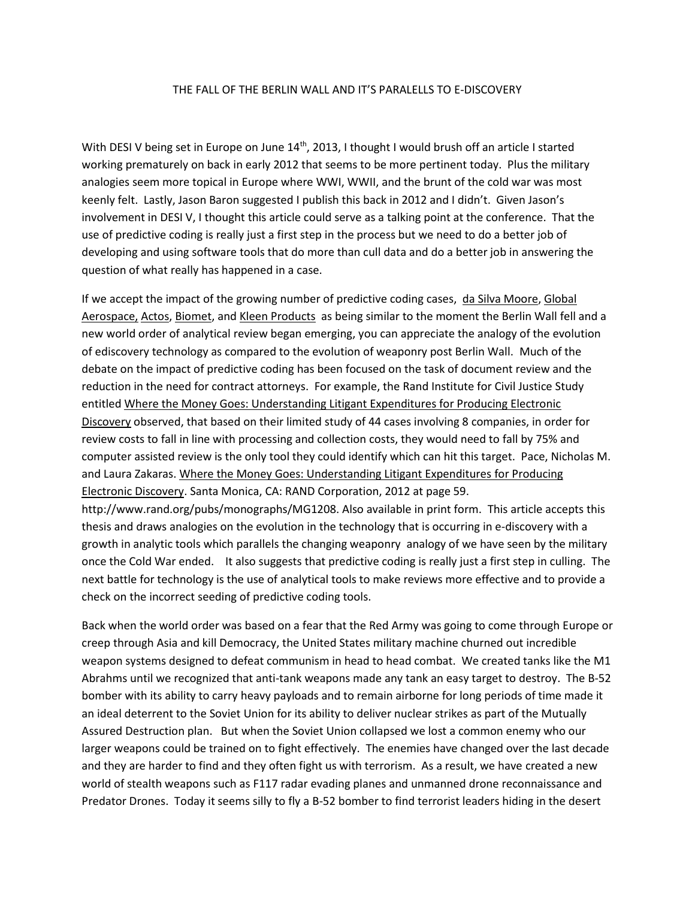# THE FALL OF THE BERLIN WALL AND IT'S PARALELLS TO E-DISCOVERY

With DESI V being set in Europe on June 14th, 2013, I thought I would brush off an article I started working prematurely on back in early 2012 that seems to be more pertinent today. Plus the military analogies seem more topical in Europe where WWI, WWII, and the brunt of the cold war was most keenly felt. Lastly, Jason Baron suggested I publish this back in 2012 and I didn't. Given Jason's involvement in DESI V, I thought this article could serve as a talking point at the conference. That the use of predictive coding is really just a first step in the process but we need to do a better job of developing and using software tools that do more than cull data and do a better job in answering the question of what really has happened in a case.

If we accept the impact of the growing number of predictive coding cases, da Silva Moore, Global Aerospace, Actos, Biomet, and Kleen Products as being similar to the moment the Berlin Wall fell and a new world order of analytical review began emerging, you can appreciate the analogy of the evolution of ediscovery technology as compared to the evolution of weaponry post Berlin Wall. Much of the debate on the impact of predictive coding has been focused on the task of document review and the reduction in the need for contract attorneys. For example, the Rand Institute for Civil Justice Study entitled Where the Money Goes: Understanding Litigant Expenditures for Producing Electronic Discovery observed, that based on their limited study of 44 cases involving 8 companies, in order for review costs to fall in line with processing and collection costs, they would need to fall by 75% and computer assisted review is the only tool they could identify which can hit this target. Pace, Nicholas M. and Laura Zakaras. Where the Money Goes: Understanding Litigant Expenditures for Producing Electronic Discovery. Santa Monica, CA: RAND Corporation, 2012 at page 59. http://www.rand.org/pubs/monographs/MG1208. Also available in print form. This article accepts this thesis and draws analogies on the evolution in the technology that is occurring in e-discovery with a growth in analytic tools which parallels the changing weaponry analogy of we have seen by the military once the Cold War ended. It also suggests that predictive coding is really just a first step in culling. The next battle for technology is the use of analytical tools to make reviews more effective and to provide a check on the incorrect seeding of predictive coding tools.

Back when the world order was based on a fear that the Red Army was going to come through Europe or creep through Asia and kill Democracy, the United States military machine churned out incredible weapon systems designed to defeat communism in head to head combat. We created tanks like the M1 Abrahms until we recognized that anti-tank weapons made any tank an easy target to destroy. The B-52 bomber with its ability to carry heavy payloads and to remain airborne for long periods of time made it an ideal deterrent to the Soviet Union for its ability to deliver nuclear strikes as part of the Mutually Assured Destruction plan. But when the Soviet Union collapsed we lost a common enemy who our larger weapons could be trained on to fight effectively. The enemies have changed over the last decade and they are harder to find and they often fight us with terrorism. As a result, we have created a new world of stealth weapons such as F117 radar evading planes and unmanned drone reconnaissance and Predator Drones. Today it seems silly to fly a B-52 bomber to find terrorist leaders hiding in the desert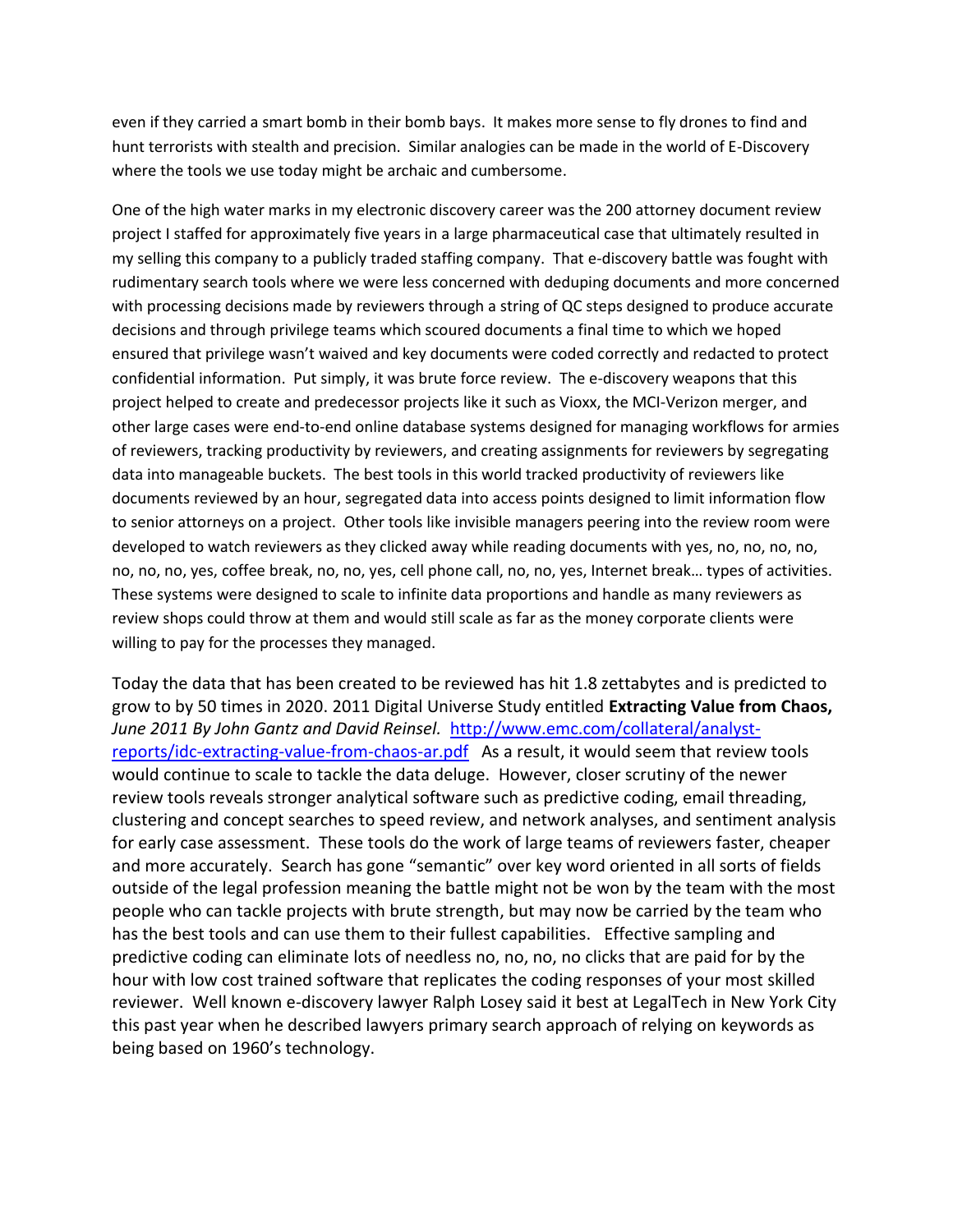even if they carried a smart bomb in their bomb bays. It makes more sense to fly drones to find and hunt terrorists with stealth and precision. Similar analogies can be made in the world of E-Discovery where the tools we use today might be archaic and cumbersome.

One of the high water marks in my electronic discovery career was the 200 attorney document review project I staffed for approximately five years in a large pharmaceutical case that ultimately resulted in my selling this company to a publicly traded staffing company. That e-discovery battle was fought with rudimentary search tools where we were less concerned with deduping documents and more concerned with processing decisions made by reviewers through a string of QC steps designed to produce accurate decisions and through privilege teams which scoured documents a final time to which we hoped ensured that privilege wasn't waived and key documents were coded correctly and redacted to protect confidential information. Put simply, it was brute force review. The e-discovery weapons that this project helped to create and predecessor projects like it such as Vioxx, the MCI-Verizon merger, and other large cases were end-to-end online database systems designed for managing workflows for armies of reviewers, tracking productivity by reviewers, and creating assignments for reviewers by segregating data into manageable buckets. The best tools in this world tracked productivity of reviewers like documents reviewed by an hour, segregated data into access points designed to limit information flow to senior attorneys on a project. Other tools like invisible managers peering into the review room were developed to watch reviewers as they clicked away while reading documents with yes, no, no, no, no, no, no, no, yes, coffee break, no, no, yes, cell phone call, no, no, yes, Internet break… types of activities. These systems were designed to scale to infinite data proportions and handle as many reviewers as review shops could throw at them and would still scale as far as the money corporate clients were willing to pay for the processes they managed.

Today the data that has been created to be reviewed has hit 1.8 zettabytes and is predicted to grow to by 50 times in 2020. 2011 Digital Universe Study entitled **Extracting Value from Chaos,** *June 2011 By John Gantz and David Reinsel.* [http://www.emc.com/collateral/analyst-reports/idc-extracting-value-from-chaos-ar.pdf](http://www.emc.com/collateral/analyst-reports/idc-extracting-value-from-chaos-ar.pdf) As a result, it would seem that review tools would continue to scale to tackle the data deluge. However, closer scrutiny of the newer review tools reveals stronger analytical software such as predictive coding, email threading, clustering and concept searches to speed review, and network analyses, and sentiment analysis for early case assessment. These tools do the work of large teams of reviewers faster, cheaper and more accurately. Search has gone "semantic" over key word oriented in all sorts of fields outside of the legal profession meaning the battle might not be won by the team with the most people who can tackle projects with brute strength, but may now be carried by the team who has the best tools and can use them to their fullest capabilities. Effective sampling and predictive coding can eliminate lots of needless no, no, no, no clicks that are paid for by the hour with low cost trained software that replicates the coding responses of your most skilled reviewer. Well known e-discovery lawyer Ralph Losey said it best at LegalTech in New York City this past year when he described lawyers primary search approach of relying on keywords as being based on 1960's technology.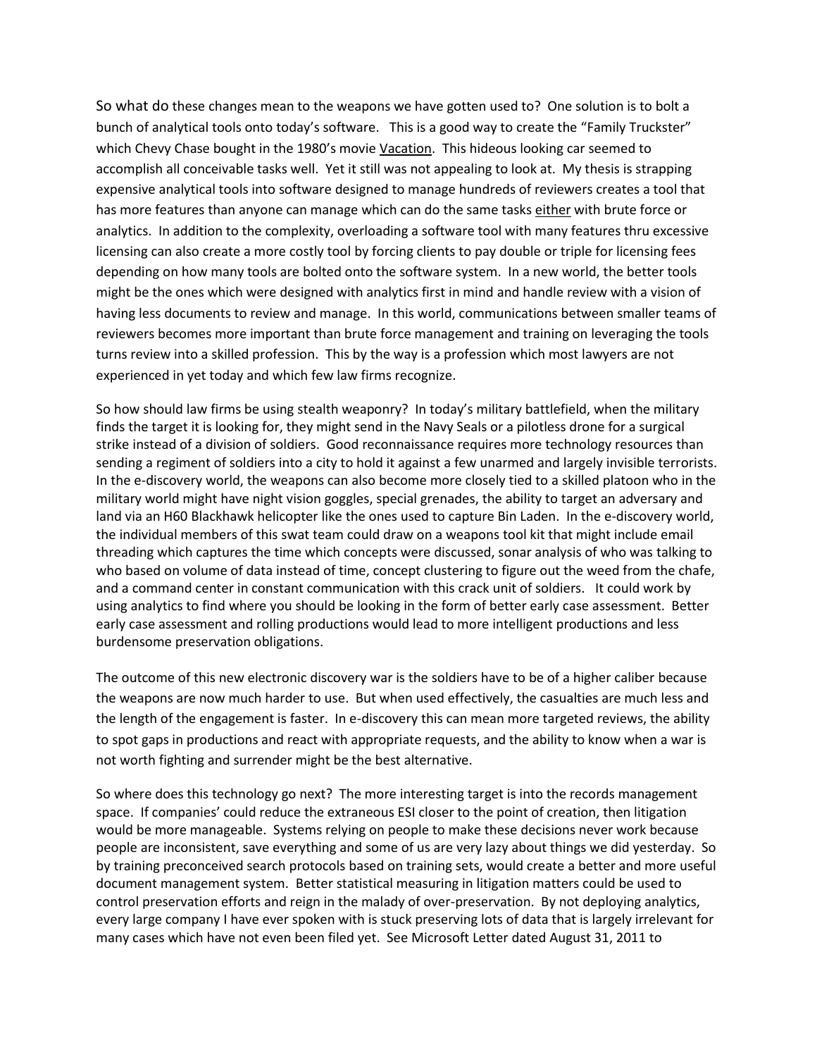So what do these changes mean to the weapons we have gotten used to? One solution is to bolt a bunch of analytical tools onto today's software. This is a good way to create the "Family Truckster" which Chevy Chase bought in the 1980's movie Vacation. This hideous looking car seemed to accomplish all conceivable tasks well. Yet it still was not appealing to look at. My thesis is strapping expensive analytical tools into software designed to manage hundreds of reviewers creates a tool that has more features than anyone can manage which can do the same tasks either with brute force or analytics. In addition to the complexity, overloading a software tool with many features thru excessive licensing can also create a more costly tool by forcing clients to pay double or triple for licensing fees depending on how many tools are bolted onto the software system. In a new world, the better tools might be the ones which were designed with analytics first in mind and handle review with a vision of having less documents to review and manage. In this world, communications between smaller teams of reviewers becomes more important than brute force management and training on leveraging the tools turns review into a skilled profession. This by the way is a profession which most lawyers are not experienced in yet today and which few law firms recognize.

So how should law firms be using stealth weaponry? In today's military battlefield, when the military finds the target it is looking for, they might send in the Navy Seals or a pilotless drone for a surgical strike instead of a division of soldiers. Good reconnaissance requires more technology resources than sending a regiment of soldiers into a city to hold it against a few unarmed and largely invisible terrorists. In the e-discovery world, the weapons can also become more closely tied to a skilled platoon who in the military world might have night vision goggles, special grenades, the ability to target an adversary and land via an H60 Blackhawk helicopter like the ones used to capture Bin Laden. In the e-discovery world, the individual members of this swat team could draw on a weapons tool kit that might include email threading which captures the time which concepts were discussed, sonar analysis of who was talking to who based on volume of data instead of time, concept clustering to figure out the weed from the chafe, and a command center in constant communication with this crack unit of soldiers. It could work by using analytics to find where you should be looking in the form of better early case assessment. Better early case assessment and rolling productions would lead to more intelligent productions and less burdensome preservation obligations.

The outcome of this new electronic discovery war is the soldiers have to be of a higher caliber because the weapons are now much harder to use. But when used effectively, the casualties are much less and the length of the engagement is faster. In e-discovery this can mean more targeted reviews, the ability to spot gaps in productions and react with appropriate requests, and the ability to know when a war is not worth fighting and surrender might be the best alternative.

So where does this technology go next? The more interesting target is into the records management space. If companies' could reduce the extraneous ESI closer to the point of creation, then litigation would be more manageable. Systems relying on people to make these decisions never work because people are inconsistent, save everything and some of us are very lazy about things we did yesterday. So by training preconceived search protocols based on training sets, would create a better and more useful document management system. Better statistical measuring in litigation matters could be used to control preservation efforts and reign in the malady of over-preservation. By not deploying analytics, every large company I have ever spoken with is stuck preserving lots of data that is largely irrelevant for many cases which have not even been filed yet. See Microsoft Letter dated August 31, 2011 to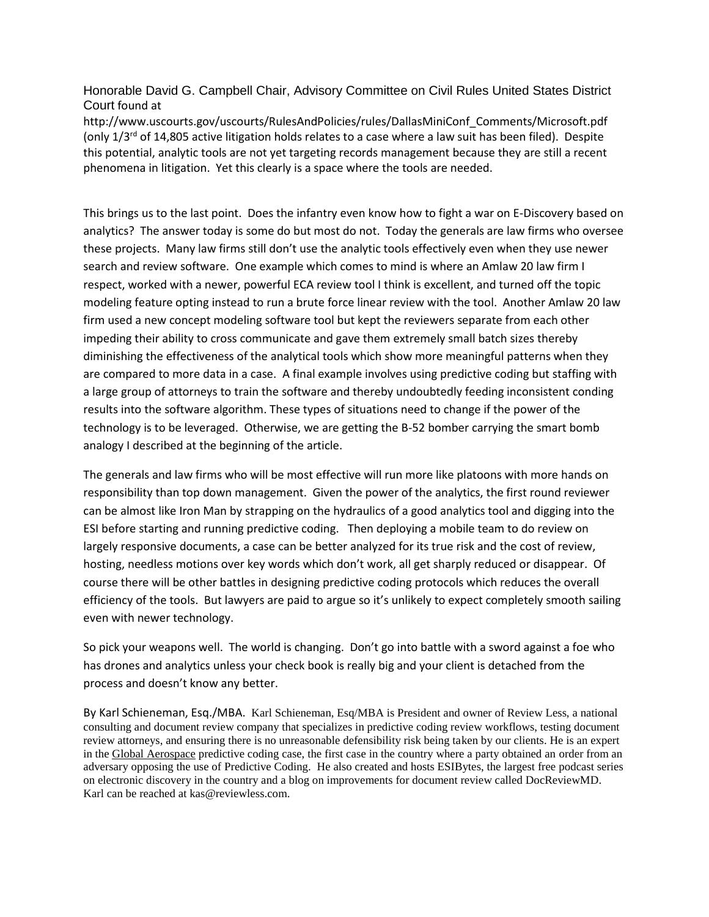Honorable David G. Campbell Chair, Advisory Committee on Civil Rules United States District Court found at http://www.uscourts.gov/uscourts/RulesAndPolicies/rules/DallasMiniConf_Comments/Microsoft.pdf (only 1/3rd of 14,805 active litigation holds relates to a case where a law suit has been filed). Despite this potential, analytic tools are not yet targeting records management because they are still a recent phenomena in litigation. Yet this clearly is a space where the tools are needed.

This brings us to the last point. Does the infantry even know how to fight a war on E-Discovery based on analytics? The answer today is some do but most do not. Today the generals are law firms who oversee these projects. Many law firms still don't use the analytic tools effectively even when they use newer search and review software. One example which comes to mind is where an Amlaw 20 law firm I respect, worked with a newer, powerful ECA review tool I think is excellent, and turned off the topic modeling feature opting instead to run a brute force linear review with the tool. Another Amlaw 20 law firm used a new concept modeling software tool but kept the reviewers separate from each other impeding their ability to cross communicate and gave them extremely small batch sizes thereby diminishing the effectiveness of the analytical tools which show more meaningful patterns when they are compared to more data in a case. A final example involves using predictive coding but staffing with a large group of attorneys to train the software and thereby undoubtedly feeding inconsistent conding results into the software algorithm. These types of situations need to change if the power of the technology is to be leveraged. Otherwise, we are getting the B-52 bomber carrying the smart bomb analogy I described at the beginning of the article.

The generals and law firms who will be most effective will run more like platoons with more hands on responsibility than top down management. Given the power of the analytics, the first round reviewer can be almost like Iron Man by strapping on the hydraulics of a good analytics tool and digging into the ESI before starting and running predictive coding. Then deploying a mobile team to do review on largely responsive documents, a case can be better analyzed for its true risk and the cost of review, hosting, needless motions over key words which don't work, all get sharply reduced or disappear. Of course there will be other battles in designing predictive coding protocols which reduces the overall efficiency of the tools. But lawyers are paid to argue so it's unlikely to expect completely smooth sailing even with newer technology.

So pick your weapons well. The world is changing. Don't go into battle with a sword against a foe who has drones and analytics unless your check book is really big and your client is detached from the process and doesn't know any better.

By Karl Schieneman, Esq./MBA. Karl Schieneman, Esq/MBA is President and owner of Review Less, a national consulting and document review company that specializes in predictive coding review workflows, testing document review attorneys, and ensuring there is no unreasonable defensibility risk being taken by our clients. He is an expert in the Global Aerospace predictive coding case, the first case in the country where a party obtained an order from an adversary opposing the use of Predictive Coding. He also created and hosts ESIBytes, the largest free podcast series on electronic discovery in the country and a blog on improvements for document review called DocReviewMD. Karl can be reached at kas@reviewless.com.